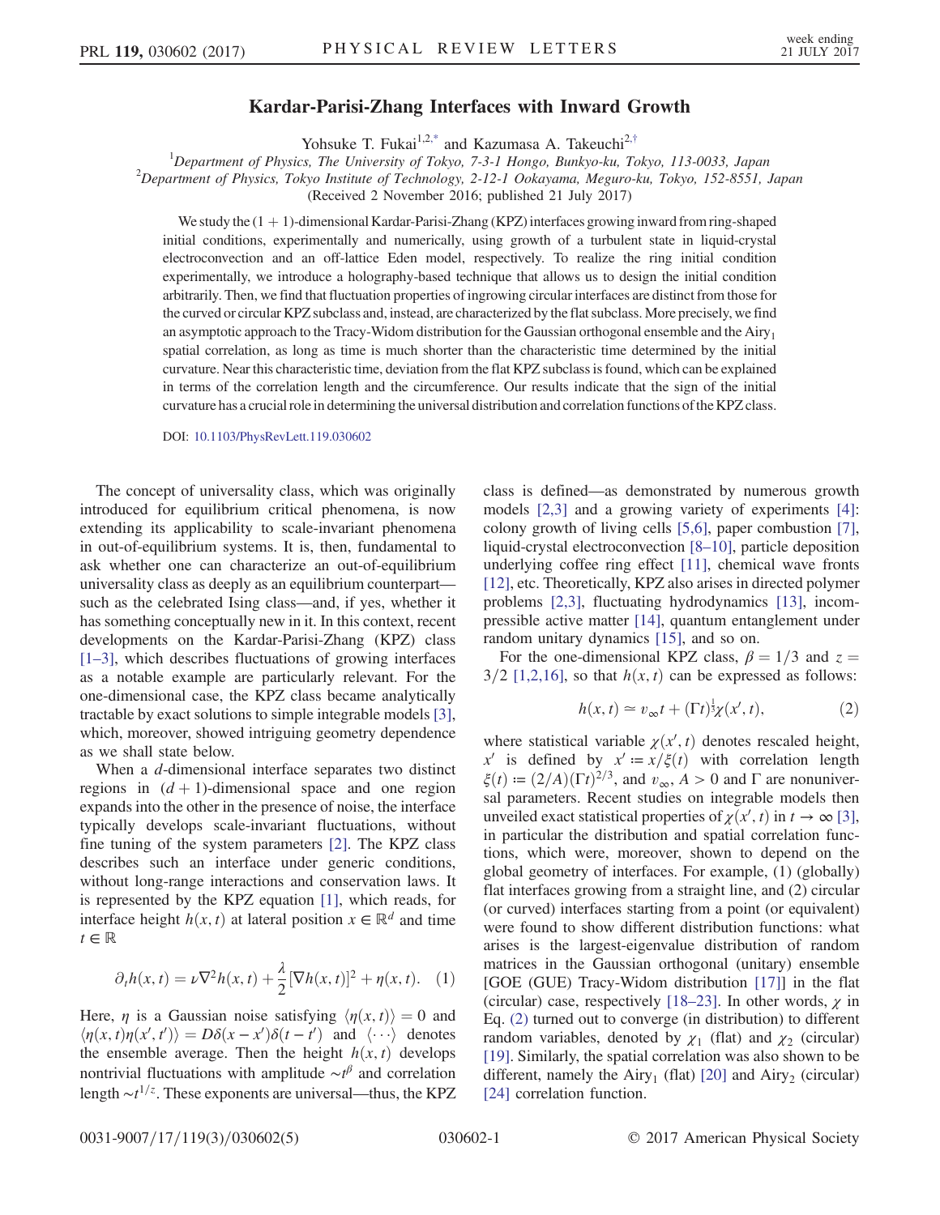# Kardar-Parisi-Zhang Interfaces with Inward Growth

Yohsuke T. Fukai[1,2,*] and Kazumasa A. Takeuchi[2,†]

[1]Department of Physics, The University of Tokyo, 7-3-1 Hongo, Bunkyo-ku, Tokyo, 113-0033, Japan
[2]Department of Physics, Tokyo Institute of Technology, 2-12-1 Ookayama, Meguro-ku, Tokyo, 152-8551, Japan
(Received 2 November 2016; published 21 July 2017)

We study the $(1+1)$-dimensional Kardar-Parisi-Zhang (KPZ) interfaces growing inward from ring-shaped initial conditions, experimentally and numerically, using growth of a turbulent state in liquid-crystal electroconvection and an off-lattice Eden model, respectively. To realize the ring initial condition experimentally, we introduce a holography-based technique that allows us to design the initial condition arbitrarily. Then, we find that fluctuation properties of ingrowing circular interfaces are distinct from those for the curved or circular KPZ subclass and, instead, are characterized by the flat subclass. More precisely, we find an asymptotic approach to the Tracy-Widom distribution for the Gaussian orthogonal ensemble and the $\mathrm{Airy}_1$ spatial correlation, as long as time is much shorter than the characteristic time determined by the initial curvature. Near this characteristic time, deviation from the flat KPZ subclass is found, which can be explained in terms of the correlation length and the circumference. Our results indicate that the sign of the initial curvature has a crucial role in determining the universal distribution and correlation functions of the KPZ class.

DOI: 10.1103/PhysRevLett.119.030602

The concept of universality class, which was originally introduced for equilibrium critical phenomena, is now extending its applicability to scale-invariant phenomena in out-of-equilibrium systems. It is, then, fundamental to ask whether one can characterize an out-of-equilibrium universality class as deeply as an equilibrium counterpart—such as the celebrated Ising class—and, if yes, whether it has something conceptually new in it. In this context, recent developments on the Kardar-Parisi-Zhang (KPZ) class [1–3], which describes fluctuations of growing interfaces as a notable example are particularly relevant. For the one-dimensional case, the KPZ class became analytically tractable by exact solutions to simple integrable models [3], which, moreover, showed intriguing geometry dependence as we shall state below.

When a $d$-dimensional interface separates two distinct regions in $(d+1)$-dimensional space and one region expands into the other in the presence of noise, the interface typically develops scale-invariant fluctuations, without fine tuning of the system parameters [2]. The KPZ class describes such an interface under generic conditions, without long-range interactions and conservation laws. It is represented by the KPZ equation [1], which reads, for interface height $h(x,t)$ at lateral position $x \in \mathbb{R}^d$ and time $t \in \mathbb{R}$

$$\partial_t h(x,t) = \nu \nabla^2 h(x,t) + \frac{\lambda}{2}[\nabla h(x,t)]^2 + \eta(x,t). \quad (1)$$

Here, $\eta$ is a Gaussian noise satisfying $\langle \eta(x,t) \rangle = 0$ and $\langle \eta(x,t)\eta(x',t') \rangle = D\delta(x-x')\delta(t-t')$ and $\langle \cdots \rangle$ denotes the ensemble average. Then the height $h(x,t)$ develops nontrivial fluctuations with amplitude $\sim t^{\beta}$ and correlation length $\sim t^{1/z}$. These exponents are universal—thus, the KPZ class is defined—as demonstrated by numerous growth models [2,3] and a growing variety of experiments [4]: colony growth of living cells [5,6], paper combustion [7], liquid-crystal electroconvection [8–10], particle deposition underlying coffee ring effect [11], chemical wave fronts [12], etc. Theoretically, KPZ also arises in directed polymer problems [2,3], fluctuating hydrodynamics [13], incompressible active matter [14], quantum entanglement under random unitary dynamics [15], and so on.

For the one-dimensional KPZ class, $\beta = 1/3$ and $z = 3/2$ [1,2,16], so that $h(x,t)$ can be expressed as follows:

$$h(x,t) \simeq v_\infty t + (\Gamma t)^{\frac{1}{3}} \chi(x',t), \quad (2)$$

where statistical variable $\chi(x',t)$ denotes rescaled height, $x'$ is defined by $x' \coloneqq x/\xi(t)$ with correlation length $\xi(t) \coloneqq (2/A)(\Gamma t)^{2/3}$, and $v_\infty$, $A > 0$ and $\Gamma$ are nonuniversal parameters. Recent studies on integrable models then unveiled exact statistical properties of $\chi(x',t)$ in $t \to \infty$ [3], in particular the distribution and spatial correlation functions, which were, moreover, shown to depend on the global geometry of interfaces. For example, (1) (globally) flat interfaces growing from a straight line, and (2) circular (or curved) interfaces starting from a point (or equivalent) were found to show different distribution functions: what arises is the largest-eigenvalue distribution of random matrices in the Gaussian orthogonal (unitary) ensemble [GOE (GUE) Tracy-Widom distribution [17]] in the flat (circular) case, respectively [18–23]. In other words, $\chi$ in Eq. (2) turned out to converge (in distribution) to different random variables, denoted by $\chi_1$ (flat) and $\chi_2$ (circular) [19]. Similarly, the spatial correlation was also shown to be different, namely the $\mathrm{Airy}_1$ (flat) [20] and $\mathrm{Airy}_2$ (circular) [24] correlation function.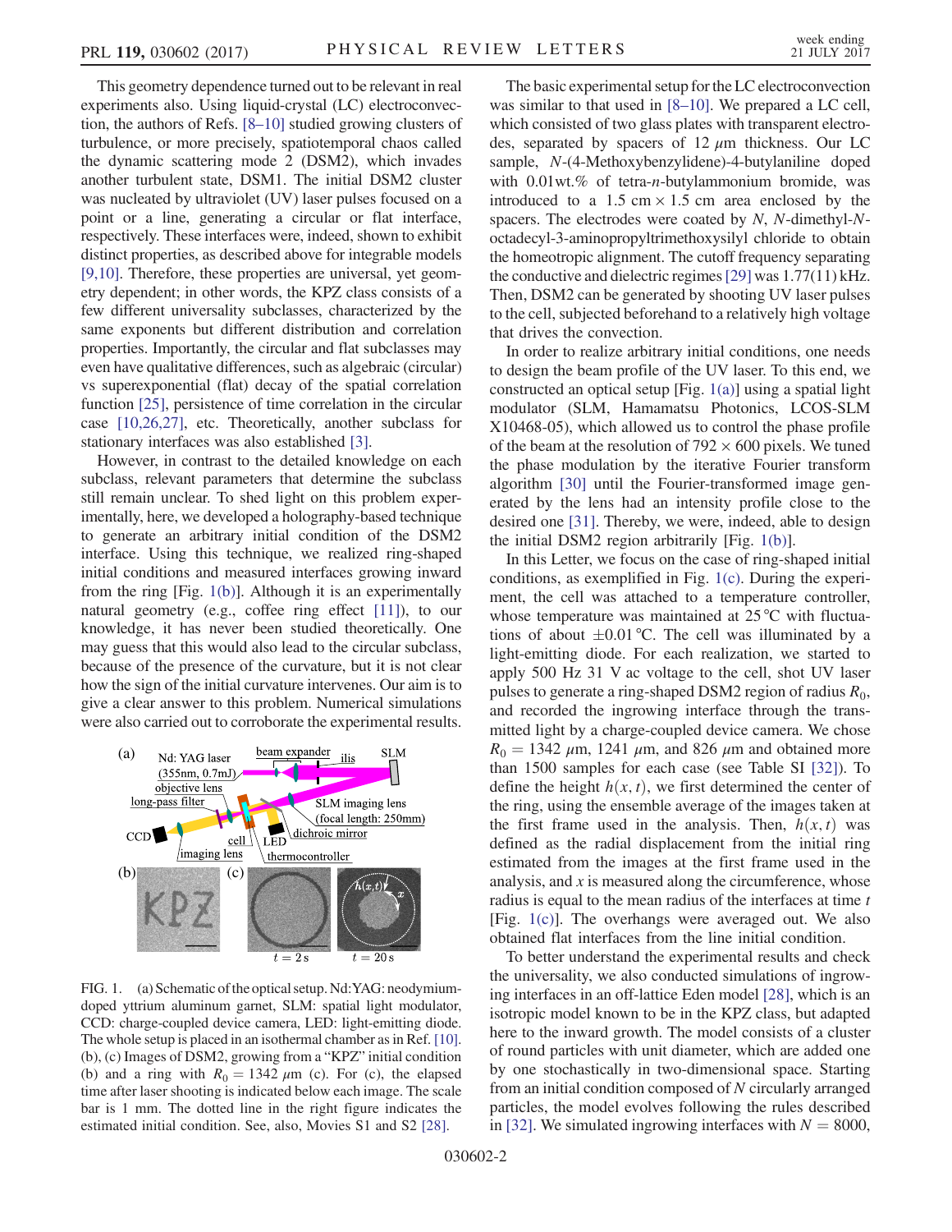This geometry dependence turned out to be relevant in real experiments also. Using liquid-crystal (LC) electroconvection, the authors of Refs. [8–10] studied growing clusters of turbulence, or more precisely, spatiotemporal chaos called the dynamic scattering mode 2 (DSM2), which invades another turbulent state, DSM1. The initial DSM2 cluster was nucleated by ultraviolet (UV) laser pulses focused on a point or a line, generating a circular or flat interface, respectively. These interfaces were, indeed, shown to exhibit distinct properties, as described above for integrable models [9,10]. Therefore, these properties are universal, yet geometry dependent; in other words, the KPZ class consists of a few different universality subclasses, characterized by the same exponents but different distribution and correlation properties. Importantly, the circular and flat subclasses may even have qualitative differences, such as algebraic (circular) vs superexponential (flat) decay of the spatial correlation function [25], persistence of time correlation in the circular case [10,26,27], etc. Theoretically, another subclass for stationary interfaces was also established [3].

However, in contrast to the detailed knowledge on each subclass, relevant parameters that determine the subclass still remain unclear. To shed light on this problem experimentally, here, we developed a holography-based technique to generate an arbitrary initial condition of the DSM2 interface. Using this technique, we realized ring-shaped initial conditions and measured interfaces growing inward from the ring [Fig. 1(b)]. Although it is an experimentally natural geometry (e.g., coffee ring effect [11]), to our knowledge, it has never been studied theoretically. One may guess that this would also lead to the circular subclass, because of the presence of the curvature, but it is not clear how the sign of the initial curvature intervenes. Our aim is to give a clear answer to this problem. Numerical simulations were also carried out to corroborate the experimental results.

FIG. 1. (a) Schematic of the optical setup. Nd:YAG: neodymium-doped yttrium aluminum garnet, SLM: spatial light modulator, CCD: charge-coupled device camera, LED: light-emitting diode. The whole setup is placed in an isothermal chamber as in Ref. [10]. (b), (c) Images of DSM2, growing from a "KPZ" initial condition (b) and a ring with $R_0 = 1342\ \mu$m (c). For (c), the elapsed time after laser shooting is indicated below each image. The scale bar is 1 mm. The dotted line in the right figure indicates the estimated initial condition. See, also, Movies S1 and S2 [28].

The basic experimental setup for the LC electroconvection was similar to that used in [8–10]. We prepared a LC cell, which consisted of two glass plates with transparent electrodes, separated by spacers of 12 $\mu$m thickness. Our LC sample, $N$-(4-Methoxybenzylidene)-4-butylaniline doped with 0.01wt.% of tetra-$n$-butylammonium bromide, was introduced to a $1.5\ \text{cm} \times 1.5\ \text{cm}$ area enclosed by the spacers. The electrodes were coated by $N$, $N$-dimethyl-$N$-octadecyl-3-aminopropyltrimethoxysilyl chloride to obtain the homeotropic alignment. The cutoff frequency separating the conductive and dielectric regimes [29] was 1.77(11) kHz. Then, DSM2 can be generated by shooting UV laser pulses to the cell, subjected beforehand to a relatively high voltage that drives the convection.

In order to realize arbitrary initial conditions, one needs to design the beam profile of the UV laser. To this end, we constructed an optical setup [Fig. 1(a)] using a spatial light modulator (SLM, Hamamatsu Photonics, LCOS-SLM X10468-05), which allowed us to control the phase profile of the beam at the resolution of $792 \times 600$ pixels. We tuned the phase modulation by the iterative Fourier transform algorithm [30] until the Fourier-transformed image generated by the lens had an intensity profile close to the desired one [31]. Thereby, we were, indeed, able to design the initial DSM2 region arbitrarily [Fig. 1(b)].

In this Letter, we focus on the case of ring-shaped initial conditions, as exemplified in Fig. 1(c). During the experiment, the cell was attached to a temperature controller, whose temperature was maintained at 25 °C with fluctuations of about ±0.01 °C. The cell was illuminated by a light-emitting diode. For each realization, we started to apply 500 Hz 31 V ac voltage to the cell, shot UV laser pulses to generate a ring-shaped DSM2 region of radius $R_0$, and recorded the ingrowing interface through the transmitted light by a charge-coupled device camera. We chose $R_0 = 1342\ \mu$m, 1241 $\mu$m, and 826 $\mu$m and obtained more than 1500 samples for each case (see Table SI [32]). To define the height $h(x,t)$, we first determined the center of the ring, using the ensemble average of the images taken at the first frame used in the analysis. Then, $h(x,t)$ was defined as the radial displacement from the initial ring estimated from the images at the first frame used in the analysis, and $x$ is measured along the circumference, whose radius is equal to the mean radius of the interfaces at time $t$ [Fig. 1(c)]. The overhangs were averaged out. We also obtained flat interfaces from the line initial condition.

To better understand the experimental results and check the universality, we also conducted simulations of ingrowing interfaces in an off-lattice Eden model [28], which is an isotropic model known to be in the KPZ class, but adapted here to the inward growth. The model consists of a cluster of round particles with unit diameter, which are added one by one stochastically in two-dimensional space. Starting from an initial condition composed of $N$ circularly arranged particles, the model evolves following the rules described in [32]. We simulated ingrowing interfaces with $N = 8000$,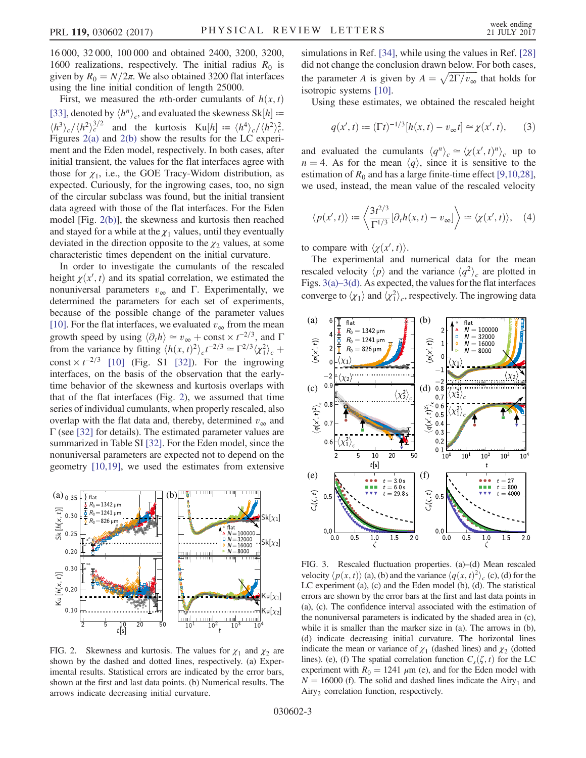16 000, 32 000, 100 000 and obtained 2400, 3200, 3200, 1600 realizations, respectively. The initial radius $R_0$ is given by $R_0 = N/2\pi$. We also obtained 3200 flat interfaces using the line initial condition of length 25000.

First, we measured the $n$th-order cumulants of $h(x,t)$ [33], denoted by $\langle h^n \rangle_c$, and evaluated the skewness $\mathrm{Sk}[h] := \langle h^3 \rangle_c / \langle h^2 \rangle_c^{3/2}$ and the kurtosis $\mathrm{Ku}[h] := \langle h^4 \rangle_c / \langle h^2 \rangle_c^2$. Figures 2(a) and 2(b) show the results for the LC experiment and the Eden model, respectively. In both cases, after initial transient, the values for the flat interfaces agree with those for $\chi_1$, i.e., the GOE Tracy-Widom distribution, as expected. Curiously, for the ingrowing cases, too, no sign of the circular subclass was found, but the initial transient data agreed with those of the flat interfaces. For the Eden model [Fig. 2(b)], the skewness and kurtosis then reached and stayed for a while at the $\chi_1$ values, until they eventually deviated in the direction opposite to the $\chi_2$ values, at some characteristic times dependent on the initial curvature.

In order to investigate the cumulants of the rescaled height $\chi(x',t)$ and its spatial correlation, we estimated the nonuniversal parameters $v_\infty$ and $\Gamma$. Experimentally, we determined the parameters for each set of experiments, because of the possible change of the parameter values [10]. For the flat interfaces, we evaluated $v_\infty$ from the mean growth speed by using $\langle \partial_t h \rangle \simeq v_\infty + \mathrm{const} \times t^{-2/3}$, and $\Gamma$ from the variance by fitting $\langle h(x,t)^2 \rangle_c t^{-2/3} \simeq \Gamma^{2/3} \langle \chi_1^2 \rangle_c + \mathrm{const} \times t^{-2/3}$ [10] (Fig. S1 [32]). For the ingrowing interfaces, on the basis of the observation that the early-time behavior of the skewness and kurtosis overlaps with that of the flat interfaces (Fig. 2), we assumed that time series of individual cumulants, when properly rescaled, also overlap with the flat data and, thereby, determined $v_\infty$ and $\Gamma$ (see [32] for details). The estimated parameter values are summarized in Table SI [32]. For the Eden model, since the nonuniversal parameters are expected not to depend on the geometry [10,19], we used the estimates from extensive simulations in Ref. [34], while using the values in Ref. [28] did not change the conclusion drawn below. For both cases, the parameter $A$ is given by $A = \sqrt{2\Gamma / v_\infty}$ that holds for isotropic systems [10].

Using these estimates, we obtained the rescaled height

$$q(x',t) := (\Gamma t)^{-1/3}[h(x,t) - v_\infty t] \simeq \chi(x',t), \quad (3)$$

and evaluated the cumulants $\langle q^n \rangle_c \simeq \langle \chi(x',t)^n \rangle_c$ up to $n = 4$. As for the mean $\langle q \rangle$, since it is sensitive to the estimation of $R_0$ and has a large finite-time effect [9,10,28], we used, instead, the mean value of the rescaled velocity

$$\langle p(x',t) \rangle := \left\langle \frac{3t^{2/3}}{\Gamma^{1/3}} [\partial_t h(x,t) - v_\infty] \right\rangle \simeq \langle \chi(x',t) \rangle, \quad (4)$$

to compare with $\langle \chi(x',t) \rangle$.

The experimental and numerical data for the mean rescaled velocity $\langle p \rangle$ and the variance $\langle q^2 \rangle_c$ are plotted in Figs. 3(a)–3(d). As expected, the values for the flat interfaces converge to $\langle \chi_1 \rangle$ and $\langle \chi_1^2 \rangle_c$, respectively. The ingrowing data

FIG. 2. Skewness and kurtosis. The values for $\chi_1$ and $\chi_2$ are shown by the dashed and dotted lines, respectively. (a) Experimental results. Statistical errors are indicated by the error bars, shown at the first and last data points. (b) Numerical results. The arrows indicate decreasing initial curvature.

FIG. 3. Rescaled fluctuation properties. (a)–(d) Mean rescaled velocity $\langle p(x,t) \rangle$ (a), (b) and the variance $\langle q(x,t)^2 \rangle_c$ (c), (d) for the LC experiment (a), (c) and the Eden model (b), (d). The statistical errors are shown by the error bars at the first and last data points in (a), (c). The confidence interval associated with the estimation of the nonuniversal parameters is indicated by the shaded area in (c), while it is smaller than the marker size in (a). The arrows in (b), (d) indicate decreasing initial curvature. The horizontal lines indicate the mean or variance of $\chi_1$ (dashed lines) and $\chi_2$ (dotted lines). (e), (f) The spatial correlation function $C_s(\zeta, t)$ for the LC experiment with $R_0 = 1241\ \mu$m (e), and for the Eden model with $N = 16000$ (f). The solid and dashed lines indicate the Airy$_1$ and Airy$_2$ correlation function, respectively.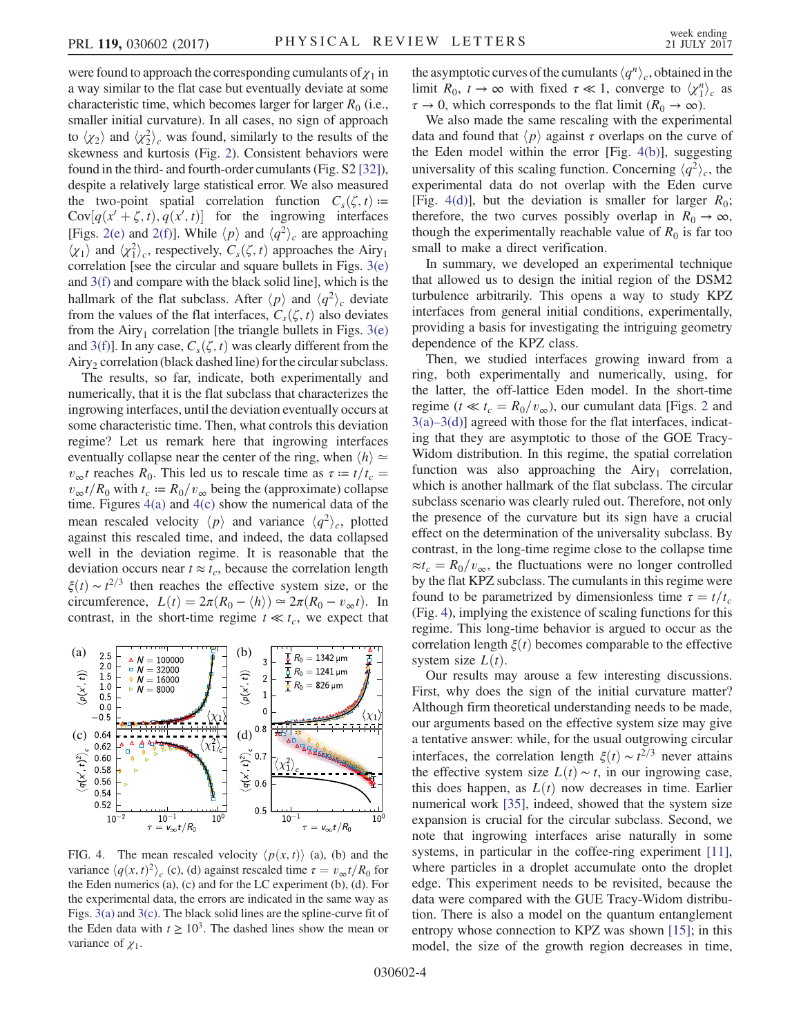were found to approach the corresponding cumulants of $\chi_1$ in a way similar to the flat case but eventually deviate at some characteristic time, which becomes larger for larger $R_0$ (i.e., smaller initial curvature). In all cases, no sign of approach to $\langle \chi_2 \rangle$ and $\langle \chi_2^2 \rangle_c$ was found, similarly to the results of the skewness and kurtosis (Fig. 2). Consistent behaviors were found in the third- and fourth-order cumulants (Fig. S2 [32]), despite a relatively large statistical error. We also measured the two-point spatial correlation function $C_s(\zeta, t) := \mathrm{Cov}[q(x' + \zeta, t), q(x', t)]$ for the ingrowing interfaces [Figs. 2(e) and 2(f)]. While $\langle p \rangle$ and $\langle q^2 \rangle_c$ are approaching $\langle \chi_1 \rangle$ and $\langle \chi_1^2 \rangle_c$, respectively, $C_s(\zeta, t)$ approaches the Airy$_1$ correlation [see the circular and square bullets in Figs. 3(e) and 3(f) and compare with the black solid line], which is the hallmark of the flat subclass. After $\langle p \rangle$ and $\langle q^2 \rangle_c$ deviate from the values of the flat interfaces, $C_s(\zeta, t)$ also deviates from the Airy$_1$ correlation [the triangle bullets in Figs. 3(e) and 3(f)]. In any case, $C_s(\zeta, t)$ was clearly different from the Airy$_2$ correlation (black dashed line) for the circular subclass.

The results, so far, indicate, both experimentally and numerically, that it is the flat subclass that characterizes the ingrowing interfaces, until the deviation eventually occurs at some characteristic time. Then, what controls this deviation regime? Let us remark here that ingrowing interfaces eventually collapse near the center of the ring, when $\langle h \rangle \simeq v_\infty t$ reaches $R_0$. This led us to rescale time as $\tau := t/t_c = v_\infty t/R_0$ with $t_c := R_0/v_\infty$ being the (approximate) collapse time. Figures 4(a) and 4(c) show the numerical data of the mean rescaled velocity $\langle p \rangle$ and variance $\langle q^2 \rangle_c$, plotted against this rescaled time, and indeed, the data collapsed well in the deviation regime. It is reasonable that the deviation occurs near $t \approx t_c$, because the correlation length $\xi(t) \sim t^{2/3}$ then reaches the effective system size, or the circumference, $L(t) = 2\pi(R_0 - \langle h \rangle) \simeq 2\pi(R_0 - v_\infty t)$. In contrast, in the short-time regime $t \ll t_c$, we expect that the asymptotic curves of the cumulants $\langle q^n \rangle_c$, obtained in the limit $R_0$, $t \to \infty$ with fixed $\tau \ll 1$, converge to $\langle \chi_1^n \rangle_c$ as $\tau \to 0$, which corresponds to the flat limit ($R_0 \to \infty$).

We also made the same rescaling with the experimental data and found that $\langle p \rangle$ against $\tau$ overlaps on the curve of the Eden model within the error [Fig. 4(b)], suggesting universality of this scaling function. Concerning $\langle q^2 \rangle_c$, the experimental data do not overlap with the Eden curve [Fig. 4(d)], but the deviation is smaller for larger $R_0$; therefore, the two curves possibly overlap in $R_0 \to \infty$, though the experimentally reachable value of $R_0$ is far too small to make a direct verification.

FIG. 4. The mean rescaled velocity $\langle p(x, t) \rangle$ (a), (b) and the variance $\langle q(x, t)^2 \rangle_c$ (c), (d) against rescaled time $\tau = v_\infty t/R_0$ for the Eden numerics (a), (c) and for the LC experiment (b), (d). For the experimental data, the errors are indicated in the same way as Figs. 3(a) and 3(c). The black solid lines are the spline-curve fit of the Eden data with $t \geq 10^3$. The dashed lines show the mean or variance of $\chi_1$.

In summary, we developed an experimental technique that allowed us to design the initial region of the DSM2 turbulence arbitrarily. This opens a way to study KPZ interfaces from general initial conditions, experimentally, providing a basis for investigating the intriguing geometry dependence of the KPZ class.

Then, we studied interfaces growing inward from a ring, both experimentally and numerically, using, for the latter, the off-lattice Eden model. In the short-time regime ($t \ll t_c = R_0/v_\infty$), our cumulant data [Figs. 2 and 3(a)–3(d)] agreed with those for the flat interfaces, indicating that they are asymptotic to those of the GOE Tracy-Widom distribution. In this regime, the spatial correlation function was also approaching the Airy$_1$ correlation, which is another hallmark of the flat subclass. The circular subclass scenario was clearly ruled out. Therefore, not only the presence of the curvature but its sign have a crucial effect on the determination of the universality subclass. By contrast, in the long-time regime close to the collapse time $\approx t_c = R_0/v_\infty$, the fluctuations were no longer controlled by the flat KPZ subclass. The cumulants in this regime were found to be parametrized by dimensionless time $\tau = t/t_c$ (Fig. 4), implying the existence of scaling functions for this regime. This long-time behavior is argued to occur as the correlation length $\xi(t)$ becomes comparable to the effective system size $L(t)$.

Our results may arouse a few interesting discussions. First, why does the sign of the initial curvature matter? Although firm theoretical understanding needs to be made, our arguments based on the effective system size may give a tentative answer: while, for the usual outgrowing circular interfaces, the correlation length $\xi(t) \sim t^{2/3}$ never attains the effective system size $L(t) \sim t$, in our ingrowing case, this does happen, as $L(t)$ now decreases in time. Earlier numerical work [35], indeed, showed that the system size expansion is crucial for the circular subclass. Second, we note that ingrowing interfaces arise naturally in some systems, in particular in the coffee-ring experiment [11], where particles in a droplet accumulate onto the droplet edge. This experiment needs to be revisited, because the data were compared with the GUE Tracy-Widom distribution. There is also a model on the quantum entanglement entropy whose connection to KPZ was shown [15]; in this model, the size of the growth region decreases in time,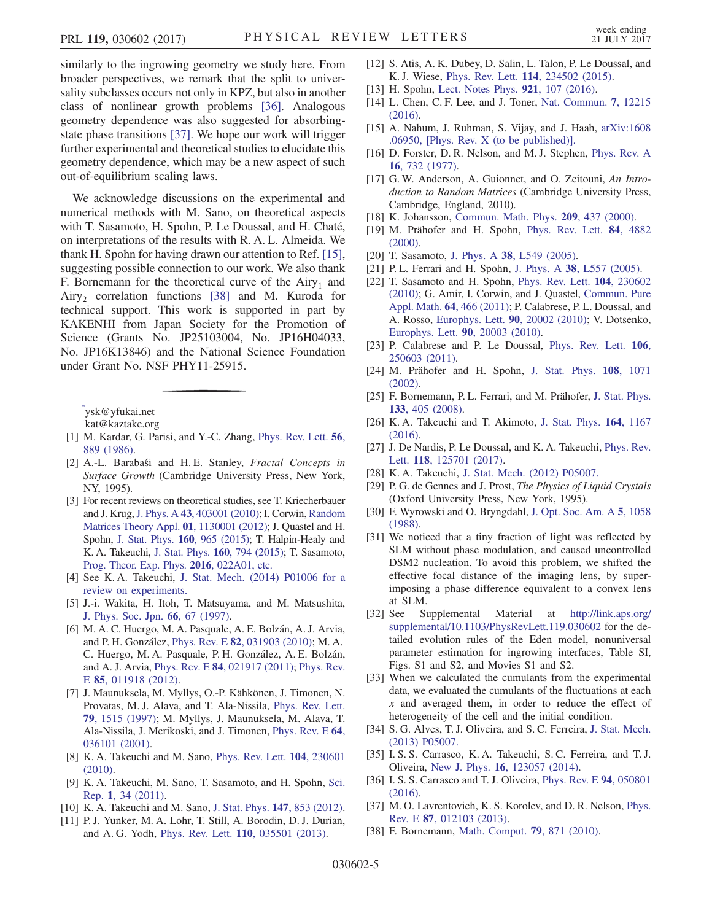similarly to the ingrowing geometry we study here. From broader perspectives, we remark that the split to universality subclasses occurs not only in KPZ, but also in another class of nonlinear growth problems [36]. Analogous geometry dependence was also suggested for absorbing-state phase transitions [37]. We hope our work will trigger further experimental and theoretical studies to elucidate this geometry dependence, which may be a new aspect of such out-of-equilibrium scaling laws.

We acknowledge discussions on the experimental and numerical methods with M. Sano, on theoretical aspects with T. Sasamoto, H. Spohn, P. Le Doussal, and H. Chaté, on interpretations of the results with R. A. L. Almeida. We thank H. Spohn for having drawn our attention to Ref. [15], suggesting possible connection to our work. We also thank F. Bornemann for the theoretical curve of the $\mathrm{Airy}_1$ and $\mathrm{Airy}_2$ correlation functions [38] and M. Kuroda for technical support. This work is supported in part by KAKENHI from Japan Society for the Promotion of Science (Grants No. JP25103004, No. JP16H04033, No. JP16K13846) and the National Science Foundation under Grant No. NSF PHY11-25915.

---

[*] ysk@yfukai.net

[†] kat@kaztake.org

[1] M. Kardar, G. Parisi, and Y.-C. Zhang, Phys. Rev. Lett. **56**, 889 (1986).

[2] A.-L. Barabási and H. E. Stanley, *Fractal Concepts in Surface Growth* (Cambridge University Press, New York, NY, 1995).

[3] For recent reviews on theoretical studies, see T. Kriecherbauer and J. Krug, J. Phys. A **43**, 403001 (2010); I. Corwin, Random Matrices Theory Appl. **01**, 1130001 (2012); J. Quastel and H. Spohn, J. Stat. Phys. **160**, 965 (2015); T. Halpin-Healy and K. A. Takeuchi, J. Stat. Phys. **160**, 794 (2015); T. Sasamoto, Prog. Theor. Exp. Phys. **2016**, 022A01, etc.

[4] See K. A. Takeuchi, J. Stat. Mech. (2014) P01006 for a review on experiments.

[5] J.-i. Wakita, H. Itoh, T. Matsuyama, and M. Matsushita, J. Phys. Soc. Jpn. **66**, 67 (1997).

[6] M. A. C. Huergo, M. A. Pasquale, A. E. Bolzán, A. J. Arvia, and P. H. González, Phys. Rev. E **82**, 031903 (2010); M. A. C. Huergo, M. A. Pasquale, P. H. González, A. E. Bolzán, and A. J. Arvia, Phys. Rev. E **84**, 021917 (2011); Phys. Rev. E **85**, 011918 (2012).

[7] J. Maunuksela, M. Myllys, O.-P. Kähkönen, J. Timonen, N. Provatas, M. J. Alava, and T. Ala-Nissila, Phys. Rev. Lett. **79**, 1515 (1997); M. Myllys, J. Maunuksela, M. Alava, T. Ala-Nissila, J. Merikoski, and J. Timonen, Phys. Rev. E **64**, 036101 (2001).

[8] K. A. Takeuchi and M. Sano, Phys. Rev. Lett. **104**, 230601 (2010).

[9] K. A. Takeuchi, M. Sano, T. Sasamoto, and H. Spohn, Sci. Rep. **1**, 34 (2011).

[10] K. A. Takeuchi and M. Sano, J. Stat. Phys. **147**, 853 (2012).

[11] P. J. Yunker, M. A. Lohr, T. Still, A. Borodin, D. J. Durian, and A. G. Yodh, Phys. Rev. Lett. **110**, 035501 (2013).

[12] S. Atis, A. K. Dubey, D. Salin, L. Talon, P. Le Doussal, and K. J. Wiese, Phys. Rev. Lett. **114**, 234502 (2015).

[13] H. Spohn, Lect. Notes Phys. **921**, 107 (2016).

[14] L. Chen, C. F. Lee, and J. Toner, Nat. Commun. **7**, 12215 (2016).

[15] A. Nahum, J. Ruhman, S. Vijay, and J. Haah, arXiv:1608.06950, [Phys. Rev. X (to be published)].

[16] D. Forster, D. R. Nelson, and M. J. Stephen, Phys. Rev. A **16**, 732 (1977).

[17] G. W. Anderson, A. Guionnet, and O. Zeitouni, *An Introduction to Random Matrices* (Cambridge University Press, Cambridge, England, 2010).

[18] K. Johansson, Commun. Math. Phys. **209**, 437 (2000).

[19] M. Prähofer and H. Spohn, Phys. Rev. Lett. **84**, 4882 (2000).

[20] T. Sasamoto, J. Phys. A **38**, L549 (2005).

[21] P. L. Ferrari and H. Spohn, J. Phys. A **38**, L557 (2005).

[22] T. Sasamoto and H. Spohn, Phys. Rev. Lett. **104**, 230602 (2010); G. Amir, I. Corwin, and J. Quastel, Commun. Pure Appl. Math. **64**, 466 (2011); P. Calabrese, P. L. Doussal, and A. Rosso, Europhys. Lett. **90**, 20002 (2010); V. Dotsenko, Europhys. Lett. **90**, 20003 (2010).

[23] P. Calabrese and P. Le Doussal, Phys. Rev. Lett. **106**, 250603 (2011).

[24] M. Prähofer and H. Spohn, J. Stat. Phys. **108**, 1071 (2002).

[25] F. Bornemann, P. L. Ferrari, and M. Prähofer, J. Stat. Phys. **133**, 405 (2008).

[26] K. A. Takeuchi and T. Akimoto, J. Stat. Phys. **164**, 1167 (2016).

[27] J. De Nardis, P. Le Doussal, and K. A. Takeuchi, Phys. Rev. Lett. **118**, 125701 (2017).

[28] K. A. Takeuchi, J. Stat. Mech. (2012) P05007.

[29] P. G. de Gennes and J. Prost, *The Physics of Liquid Crystals* (Oxford University Press, New York, 1995).

[30] F. Wyrowski and O. Bryngdahl, J. Opt. Soc. Am. A **5**, 1058 (1988).

[31] We noticed that a tiny fraction of light was reflected by SLM without phase modulation, and caused uncontrolled DSM2 nucleation. To avoid this problem, we shifted the effective focal distance of the imaging lens, by superimposing a phase difference equivalent to a convex lens at SLM.

[32] See Supplemental Material at http://link.aps.org/supplemental/10.1103/PhysRevLett.119.030602 for the detailed evolution rules of the Eden model, nonuniversal parameter estimation for ingrowing interfaces, Table SI, Figs. S1 and S2, and Movies S1 and S2.

[33] When we calculated the cumulants from the experimental data, we evaluated the cumulants of the fluctuations at each $x$ and averaged them, in order to reduce the effect of heterogeneity of the cell and the initial condition.

[34] S. G. Alves, T. J. Oliveira, and S. C. Ferreira, J. Stat. Mech. (2013) P05007.

[35] I. S. S. Carrasco, K. A. Takeuchi, S. C. Ferreira, and T. J. Oliveira, New J. Phys. **16**, 123057 (2014).

[36] I. S. S. Carrasco and T. J. Oliveira, Phys. Rev. E **94**, 050801 (2016).

[37] M. O. Lavrentovich, K. S. Korolev, and D. R. Nelson, Phys. Rev. E **87**, 012103 (2013).

[38] F. Bornemann, Math. Comput. **79**, 871 (2010).